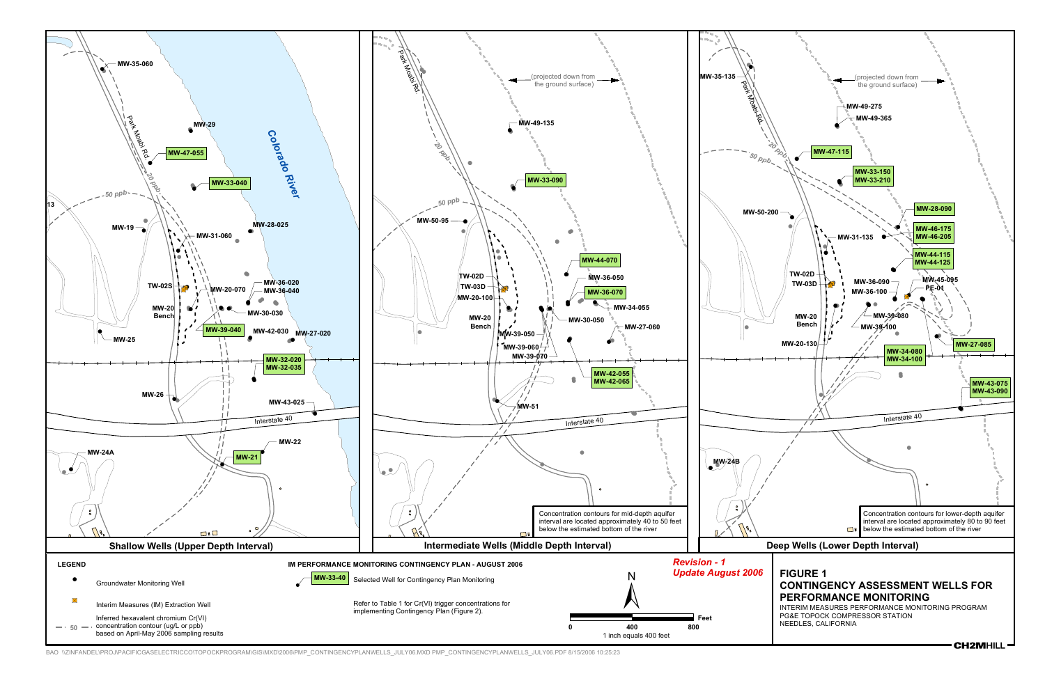# FIGURE 1

## CONTINGENCY ASSESSMENT WELLS FOR PERFORMANCE MONITORING

INTERIM MEASURES PERFORMANCE MONITORING PROGRAM
PG&E TOPOCK COMPRESSOR STATION
NEEDLES, CALIFORNIA

*Revision - 1*
*Update August 2006*

### Shallow Wells (Upper Depth Interval)

MW-35-060, MW-29, MW-47-055, MW-33-040, Colorado River, Park Moabi Rd, 20 ppb, 50 ppb, MW-19, MW-28-025, MW-31-060, TW-02S, MW-20-070, MW-36-020, MW-36-040, MW-20 Bench, MW-30-030, MW-39-040, MW-42-030, MW-27-020, MW-25, MW-32-020, MW-32-035, MW-26, MW-43-025, Interstate 40, MW-22, MW-24A, MW-21

### Intermediate Wells (Middle Depth Interval)

(projected down from the ground surface)

Park Moabi Rd, MW-49-135, 20 ppb, MW-33-090, 50 ppb, MW-50-95, MW-44-070, TW-02D, MW-36-050, TW-03D, MW-36-070, MW-20-100, MW-34-055, MW-20 Bench, MW-30-050, MW-27-060, MW-39-050, MW-39-060, MW-39-070, MW-42-055, MW-42-065, MW-51, Interstate 40

Concentration contours for mid-depth aquifer interval are located approximately 40 to 50 feet below the estimated bottom of the river

### Deep Wells (Lower Depth Interval)

(projected down from the ground surface)

MW-35-135, Park Moabi Rd, MW-49-275, MW-49-365, 20 ppb, 50 ppb, MW-47-115, MW-33-150, MW-33-210, MW-28-090, MW-50-200, MW-46-175, MW-46-205, MW-31-135, MW-44-115, MW-44-125, TW-02D, TW-03D, MW-45-095, MW-36-090, PE-01, MW-36-100, MW-39-080, MW-20 Bench, MW-39-100, MW-27-085, MW-20-130, MW-34-080, MW-34-100, MW-43-075, MW-43-090, Interstate 40, MW-24B

Concentration contours for lower-depth aquifer interval are located approximately 80 to 90 feet below the estimated bottom of the river

### LEGEND

- Groundwater Monitoring Well
- Interim Measures (IM) Extraction Well
- 50 — Inferred hexavalent chromium Cr(VI) concentration contour (ug/L or ppb) based on April-May 2006 sampling results

**IM PERFORMANCE MONITORING CONTINGENCY PLAN - AUGUST 2006**

MW-33-40 — Selected Well for Contingency Plan Monitoring

Refer to Table 1 for Cr(VI) trigger concentrations for implementing Contingency Plan (Figure 2).

N

0 — 400 — 800 Feet

1 inch equals 400 feet

CH2MHILL

BAO \\ZINFANDEL\PROJ\PACIFICGASELECTRICCO\TOPOCKPROGRAM\GIS\MXD\2006\PMP_CONTINGENCYPLANWELLS_JULY06.MXD PMP_CONTINGENCYPLANWELLS_JULY06.PDF 8/15/2006 10:25:23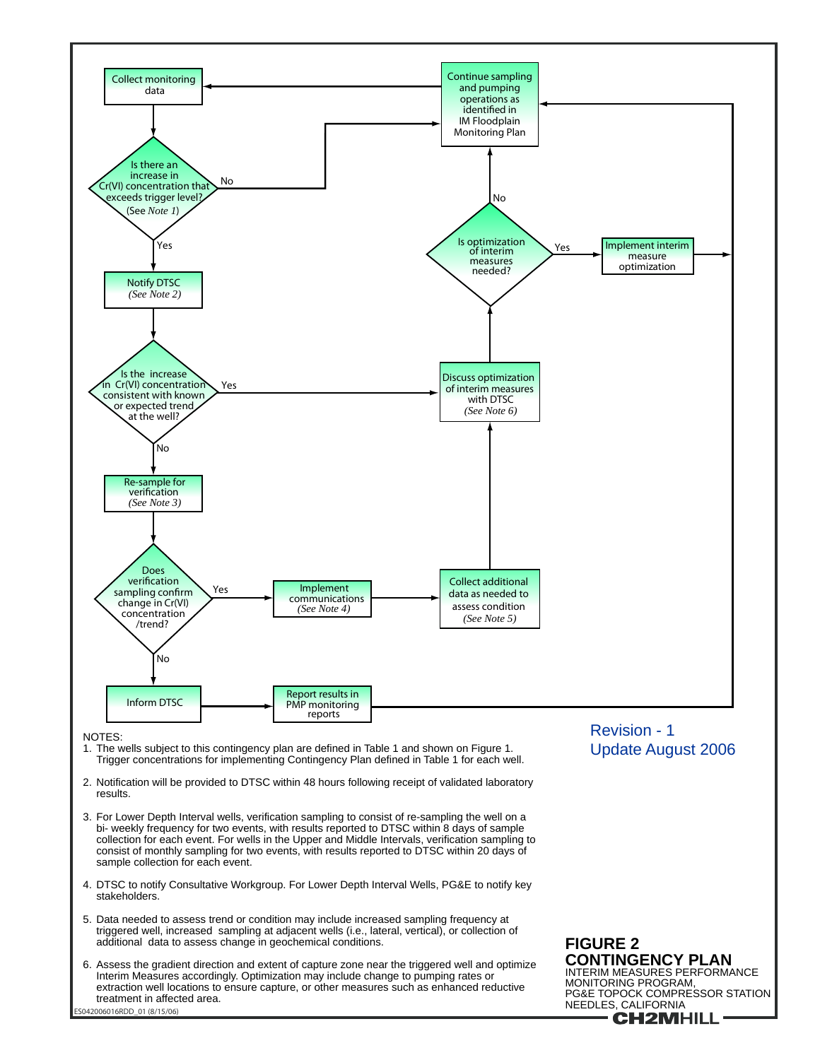Collect monitoring data

Is there an increase in Cr(VI) concentration that exceeds trigger level? (See *Note 1*)

No

Yes

Notify DTSC *(See Note 2)*

Is the increase in Cr(VI) concentration consistent with known or expected trend at the well?

Yes

No

Re-sample for verification *(See Note 3)*

Does verification sampling confirm change in Cr(VI) concentration /trend?

Yes

No

Implement communications *(See Note 4)*

Inform DTSC

Report results in PMP monitoring reports

Continue sampling and pumping operations as identified in IM Floodplain Monitoring Plan

No

Is optimization of interim measures needed?

Yes

Implement interim measure optimization

Discuss optimization of interim measures with DTSC *(See Note 6)*

Collect additional data as needed to assess condition *(See Note 5)*

NOTES:

1. The wells subject to this contingency plan are defined in Table 1 and shown on Figure 1. Trigger concentrations for implementing Contingency Plan defined in Table 1 for each well.

2. Notification will be provided to DTSC within 48 hours following receipt of validated laboratory results.

3. For Lower Depth Interval wells, verification sampling to consist of re-sampling the well on a bi- weekly frequency for two events, with results reported to DTSC within 8 days of sample collection for each event. For wells in the Upper and Middle Intervals, verification sampling to consist of monthly sampling for two events, with results reported to DTSC within 20 days of sample collection for each event.

4. DTSC to notify Consultative Workgroup. For Lower Depth Interval Wells, PG&E to notify key stakeholders.

5. Data needed to assess trend or condition may include increased sampling frequency at triggered well, increased sampling at adjacent wells (i.e., lateral, vertical), or collection of additional data to assess change in geochemical conditions.

6. Assess the gradient direction and extent of capture zone near the triggered well and optimize Interim Measures accordingly. Optimization may include change to pumping rates or extraction well locations to ensure capture, or other measures such as enhanced reductive treatment in affected area.

Revision - 1
Update August 2006

ES042006016RDD_01 (8/15/06)

**FIGURE 2**
**CONTINGENCY PLAN**
INTERIM MEASURES PERFORMANCE MONITORING PROGRAM,
PG&E TOPOCK COMPRESSOR STATION
NEEDLES, CALIFORNIA

CH2MHILL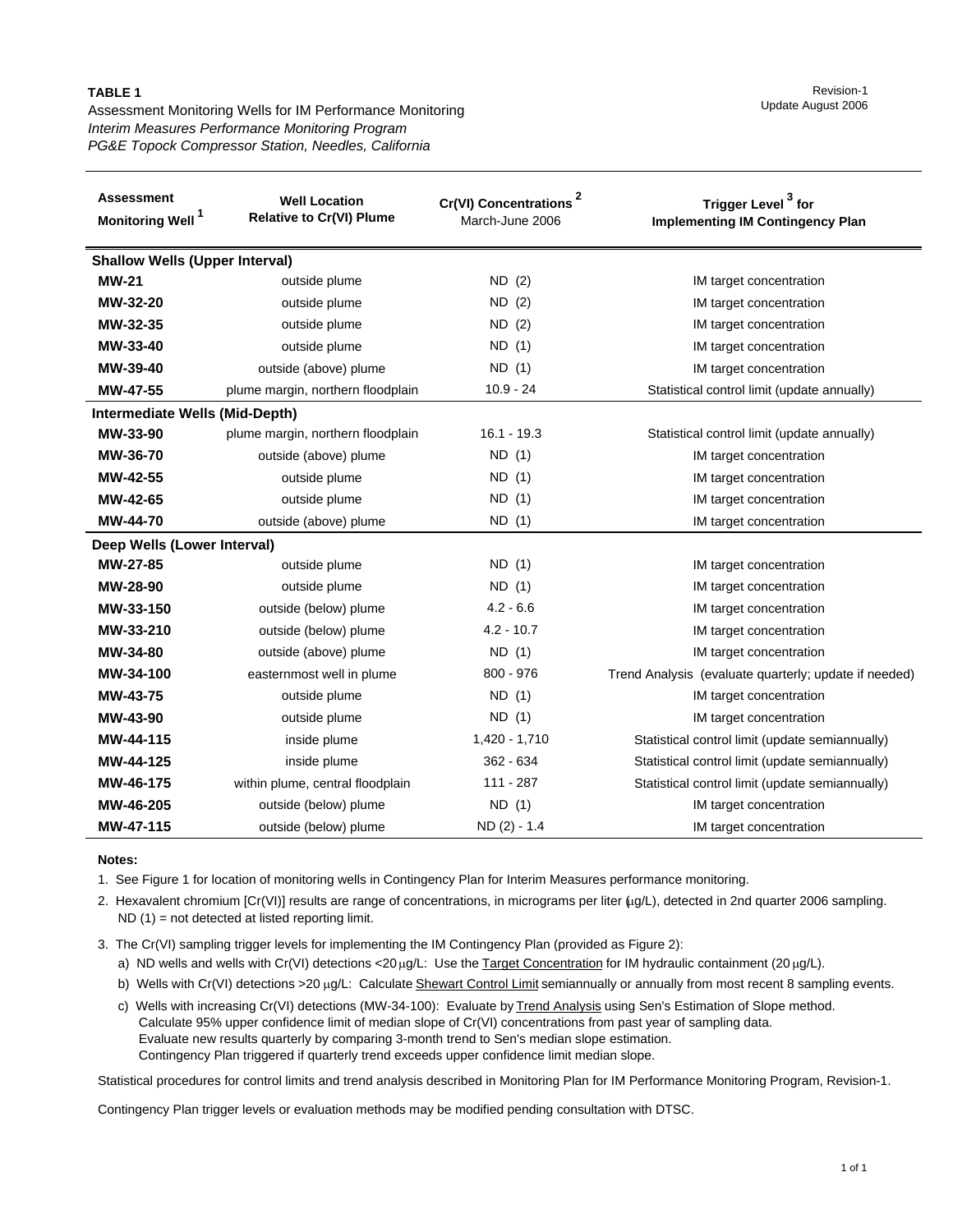**TABLE 1**
Assessment Monitoring Wells for IM Performance Monitoring
*Interim Measures Performance Monitoring Program*
*PG&E Topock Compressor Station, Needles, California*

Revision-1
Update August 2006

| Assessment Monitoring Well [1] | Well Location Relative to Cr(VI) Plume | Cr(VI) Concentrations [2] March-June 2006 | Trigger Level [3] for Implementing IM Contingency Plan |
|---|---|---|---|
| **Shallow Wells (Upper Interval)** | | | |
| **MW-21** | outside plume | ND (2) | IM target concentration |
| **MW-32-20** | outside plume | ND (2) | IM target concentration |
| **MW-32-35** | outside plume | ND (2) | IM target concentration |
| **MW-33-40** | outside plume | ND (1) | IM target concentration |
| **MW-39-40** | outside (above) plume | ND (1) | IM target concentration |
| **MW-47-55** | plume margin, northern floodplain | 10.9 - 24 | Statistical control limit (update annually) |
| **Intermediate Wells (Mid-Depth)** | | | |
| **MW-33-90** | plume margin, northern floodplain | 16.1 - 19.3 | Statistical control limit (update annually) |
| **MW-36-70** | outside (above) plume | ND (1) | IM target concentration |
| **MW-42-55** | outside plume | ND (1) | IM target concentration |
| **MW-42-65** | outside plume | ND (1) | IM target concentration |
| **MW-44-70** | outside (above) plume | ND (1) | IM target concentration |
| **Deep Wells (Lower Interval)** | | | |
| **MW-27-85** | outside plume | ND (1) | IM target concentration |
| **MW-28-90** | outside plume | ND (1) | IM target concentration |
| **MW-33-150** | outside (below) plume | 4.2 - 6.6 | IM target concentration |
| **MW-33-210** | outside (below) plume | 4.2 - 10.7 | IM target concentration |
| **MW-34-80** | outside (above) plume | ND (1) | IM target concentration |
| **MW-34-100** | easternmost well in plume | 800 - 976 | Trend Analysis (evaluate quarterly; update if needed) |
| **MW-43-75** | outside plume | ND (1) | IM target concentration |
| **MW-43-90** | outside plume | ND (1) | IM target concentration |
| **MW-44-115** | inside plume | 1,420 - 1,710 | Statistical control limit (update semiannually) |
| **MW-44-125** | inside plume | 362 - 634 | Statistical control limit (update semiannually) |
| **MW-46-175** | within plume, central floodplain | 111 - 287 | Statistical control limit (update semiannually) |
| **MW-46-205** | outside (below) plume | ND (1) | IM target concentration |
| **MW-47-115** | outside (below) plume | ND (2) - 1.4 | IM target concentration |

**Notes:**

1. See Figure 1 for location of monitoring wells in Contingency Plan for Interim Measures performance monitoring.
2. Hexavalent chromium [Cr(VI)] results are range of concentrations, in micrograms per liter (μg/L), detected in 2nd quarter 2006 sampling. ND (1) = not detected at listed reporting limit.
3. The Cr(VI) sampling trigger levels for implementing the IM Contingency Plan (provided as Figure 2):
   a) ND wells and wells with Cr(VI) detections <20 μg/L: Use the Target Concentration for IM hydraulic containment (20 μg/L).
   b) Wells with Cr(VI) detections >20 μg/L: Calculate Shewart Control Limit semiannually or annually from most recent 8 sampling events.
   c) Wells with increasing Cr(VI) detections (MW-34-100): Evaluate by Trend Analysis using Sen's Estimation of Slope method. Calculate 95% upper confidence limit of median slope of Cr(VI) concentrations from past year of sampling data. Evaluate new results quarterly by comparing 3-month trend to Sen's median slope estimation. Contingency Plan triggered if quarterly trend exceeds upper confidence limit median slope.

Statistical procedures for control limits and trend analysis described in Monitoring Plan for IM Performance Monitoring Program, Revision-1.

Contingency Plan trigger levels or evaluation methods may be modified pending consultation with DTSC.